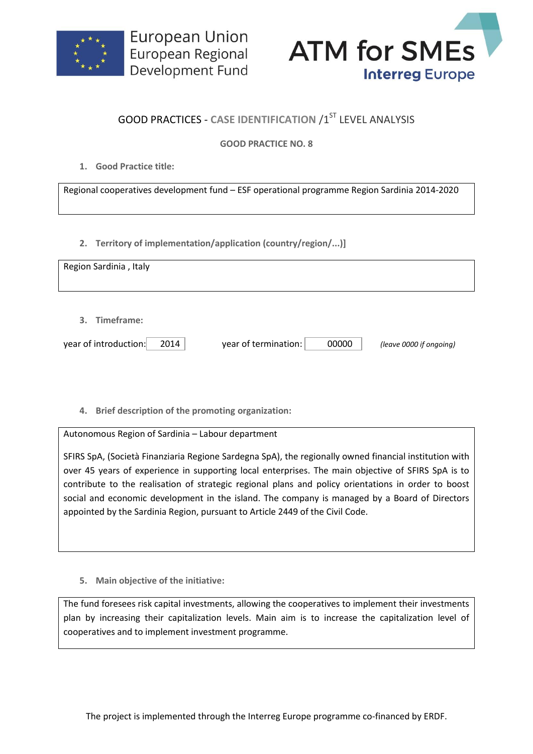European Union
European Regional
Development Fund

ATM for SMEs
Interreg Europe

## GOOD PRACTICES - CASE IDENTIFICATION /1ST LEVEL ANALYSIS

### GOOD PRACTICE NO. 8

**1. Good Practice title:**

Regional cooperatives development fund – ESF operational programme Region Sardinia 2014-2020

**2. Territory of implementation/application (country/region/...)]**

Region Sardinia , Italy

**3. Timeframe:**

year of introduction: 2014 year of termination: 00000 *(leave 0000 if ongoing)*

**4. Brief description of the promoting organization:**

Autonomous Region of Sardinia – Labour department

SFIRS SpA, (Società Finanziaria Regione Sardegna SpA), the regionally owned financial institution with over 45 years of experience in supporting local enterprises. The main objective of SFIRS SpA is to contribute to the realisation of strategic regional plans and policy orientations in order to boost social and economic development in the island. The company is managed by a Board of Directors appointed by the Sardinia Region, pursuant to Article 2449 of the Civil Code.

**5. Main objective of the initiative:**

The fund foresees risk capital investments, allowing the cooperatives to implement their investments plan by increasing their capitalization levels. Main aim is to increase the capitalization level of cooperatives and to implement investment programme.

The project is implemented through the Interreg Europe programme co-financed by ERDF.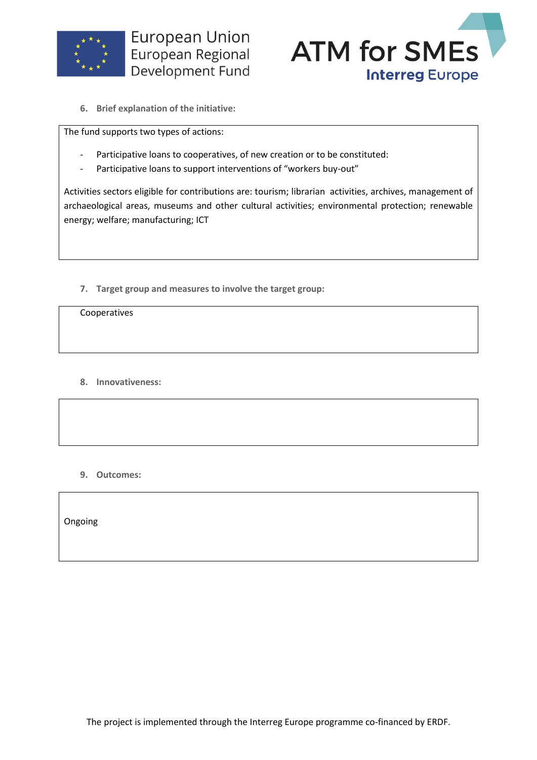6. **Brief explanation of the initiative:**

The fund supports two types of actions:

- Participative loans to cooperatives, of new creation or to be constituted:
- Participative loans to support interventions of "workers buy-out"

Activities sectors eligible for contributions are: tourism; librarian activities, archives, management of archaeological areas, museums and other cultural activities; environmental protection; renewable energy; welfare; manufacturing; ICT

7. **Target group and measures to involve the target group:**

Cooperatives

8. **Innovativeness:**

9. **Outcomes:**

Ongoing